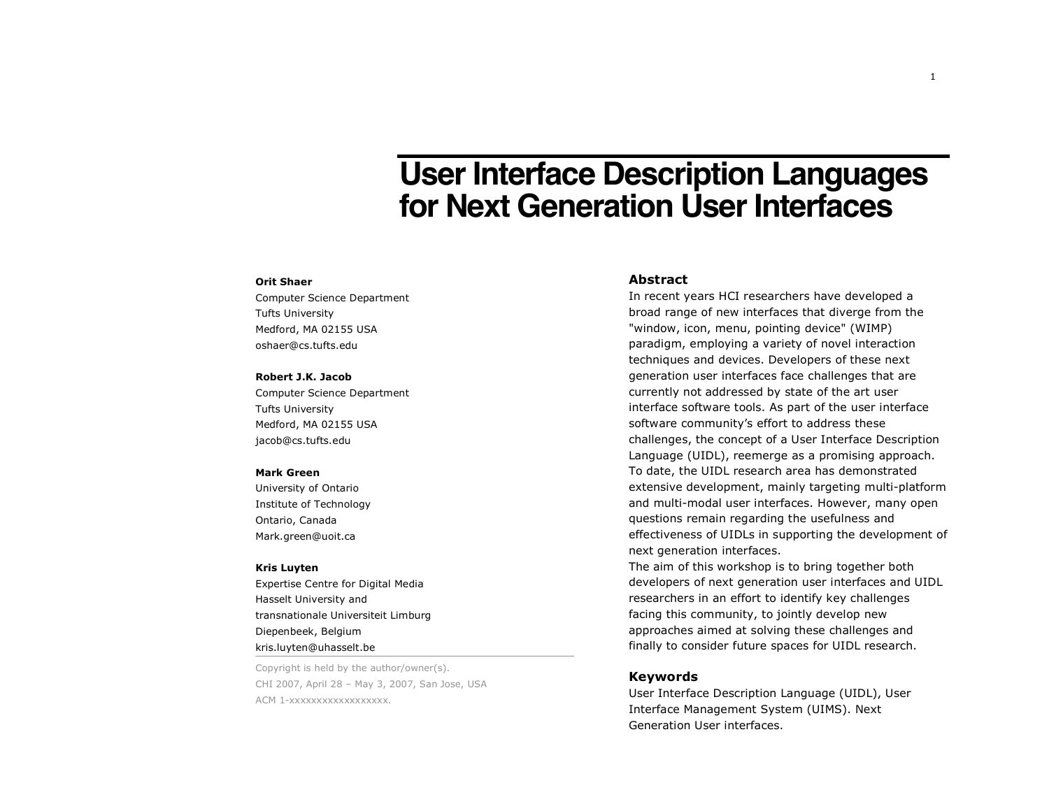# User Interface Description Languages for Next Generation User Interfaces

**Orit Shaer**
Computer Science Department
Tufts University
Medford, MA 02155 USA
oshaer@cs.tufts.edu

**Robert J.K. Jacob**
Computer Science Department
Tufts University
Medford, MA 02155 USA
jacob@cs.tufts.edu

**Mark Green**
University of Ontario
Institute of Technology
Ontario, Canada
Mark.green@uoit.ca

**Kris Luyten**
Expertise Centre for Digital Media
Hasselt University and
transnationale Universiteit Limburg
Diepenbeek, Belgium
kris.luyten@uhasselt.be

Copyright is held by the author/owner(s).
CHI 2007, April 28 – May 3, 2007, San Jose, USA
ACM 1-xxxxxxxxxxxxxxxxxx.

## Abstract

In recent years HCI researchers have developed a broad range of new interfaces that diverge from the "window, icon, menu, pointing device" (WIMP) paradigm, employing a variety of novel interaction techniques and devices. Developers of these next generation user interfaces face challenges that are currently not addressed by state of the art user interface software tools. As part of the user interface software community's effort to address these challenges, the concept of a User Interface Description Language (UIDL), reemerge as a promising approach. To date, the UIDL research area has demonstrated extensive development, mainly targeting multi-platform and multi-modal user interfaces. However, many open questions remain regarding the usefulness and effectiveness of UIDLs in supporting the development of next generation interfaces.
The aim of this workshop is to bring together both developers of next generation user interfaces and UIDL researchers in an effort to identify key challenges facing this community, to jointly develop new approaches aimed at solving these challenges and finally to consider future spaces for UIDL research.

## Keywords

User Interface Description Language (UIDL), User Interface Management System (UIMS). Next Generation User interfaces.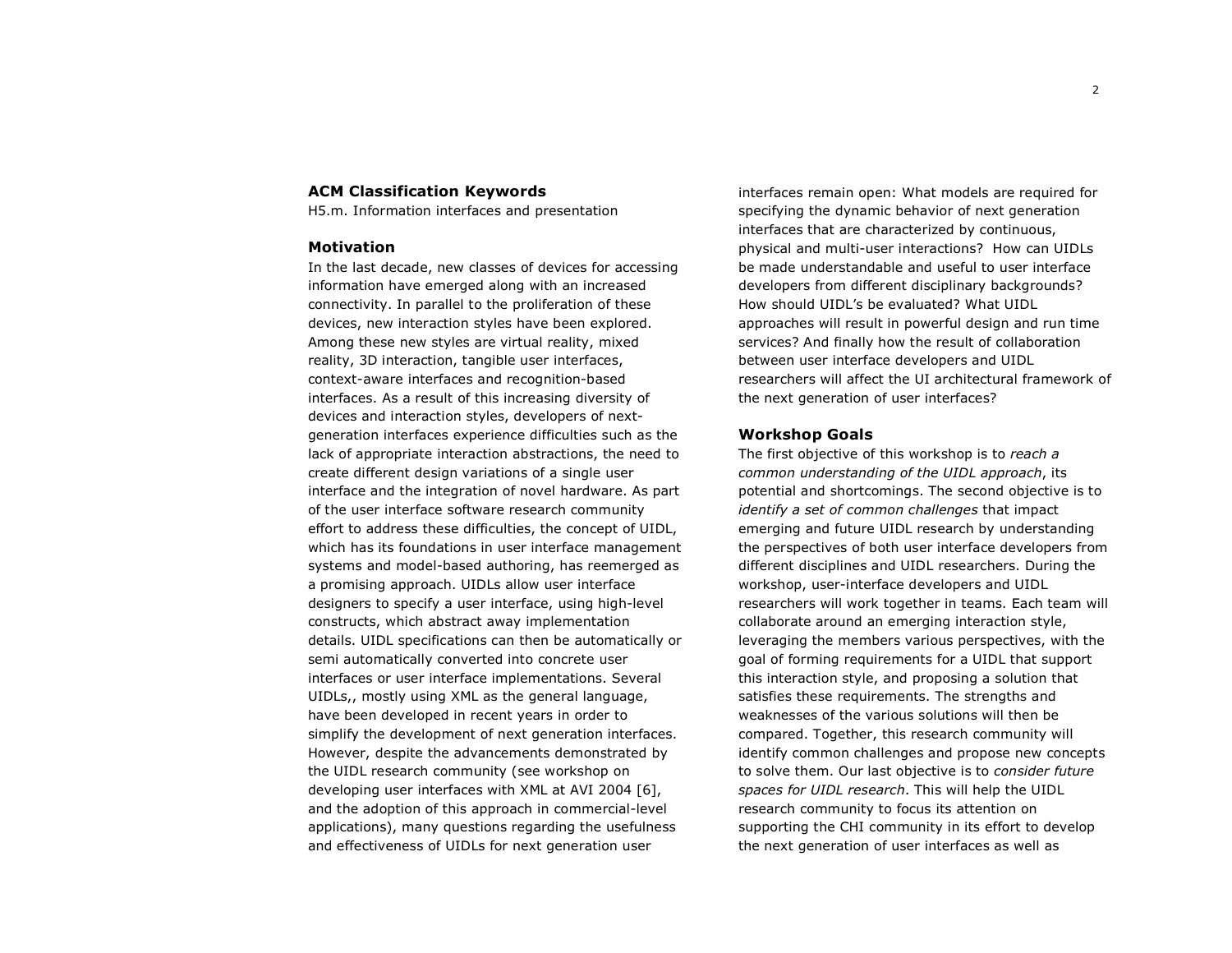### ACM Classification Keywords

H5.m. Information interfaces and presentation

### Motivation

In the last decade, new classes of devices for accessing information have emerged along with an increased connectivity. In parallel to the proliferation of these devices, new interaction styles have been explored. Among these new styles are virtual reality, mixed reality, 3D interaction, tangible user interfaces, context-aware interfaces and recognition-based interfaces. As a result of this increasing diversity of devices and interaction styles, developers of next-generation interfaces experience difficulties such as the lack of appropriate interaction abstractions, the need to create different design variations of a single user interface and the integration of novel hardware. As part of the user interface software research community effort to address these difficulties, the concept of UIDL, which has its foundations in user interface management systems and model-based authoring, has reemerged as a promising approach. UIDLs allow user interface designers to specify a user interface, using high-level constructs, which abstract away implementation details. UIDL specifications can then be automatically or semi automatically converted into concrete user interfaces or user interface implementations. Several UIDLs,, mostly using XML as the general language, have been developed in recent years in order to simplify the development of next generation interfaces. However, despite the advancements demonstrated by the UIDL research community (see workshop on developing user interfaces with XML at AVI 2004 [6], and the adoption of this approach in commercial-level applications), many questions regarding the usefulness and effectiveness of UIDLs for next generation user interfaces remain open: What models are required for specifying the dynamic behavior of next generation interfaces that are characterized by continuous, physical and multi-user interactions? How can UIDLs be made understandable and useful to user interface developers from different disciplinary backgrounds? How should UIDL's be evaluated? What UIDL approaches will result in powerful design and run time services? And finally how the result of collaboration between user interface developers and UIDL researchers will affect the UI architectural framework of the next generation of user interfaces?

### Workshop Goals

The first objective of this workshop is to *reach a common understanding of the UIDL approach*, its potential and shortcomings. The second objective is to *identify a set of common challenges* that impact emerging and future UIDL research by understanding the perspectives of both user interface developers from different disciplines and UIDL researchers. During the workshop, user-interface developers and UIDL researchers will work together in teams. Each team will collaborate around an emerging interaction style, leveraging the members various perspectives, with the goal of forming requirements for a UIDL that support this interaction style, and proposing a solution that satisfies these requirements. The strengths and weaknesses of the various solutions will then be compared. Together, this research community will identify common challenges and propose new concepts to solve them. Our last objective is to *consider future spaces for UIDL research*. This will help the UIDL research community to focus its attention on supporting the CHI community in its effort to develop the next generation of user interfaces as well as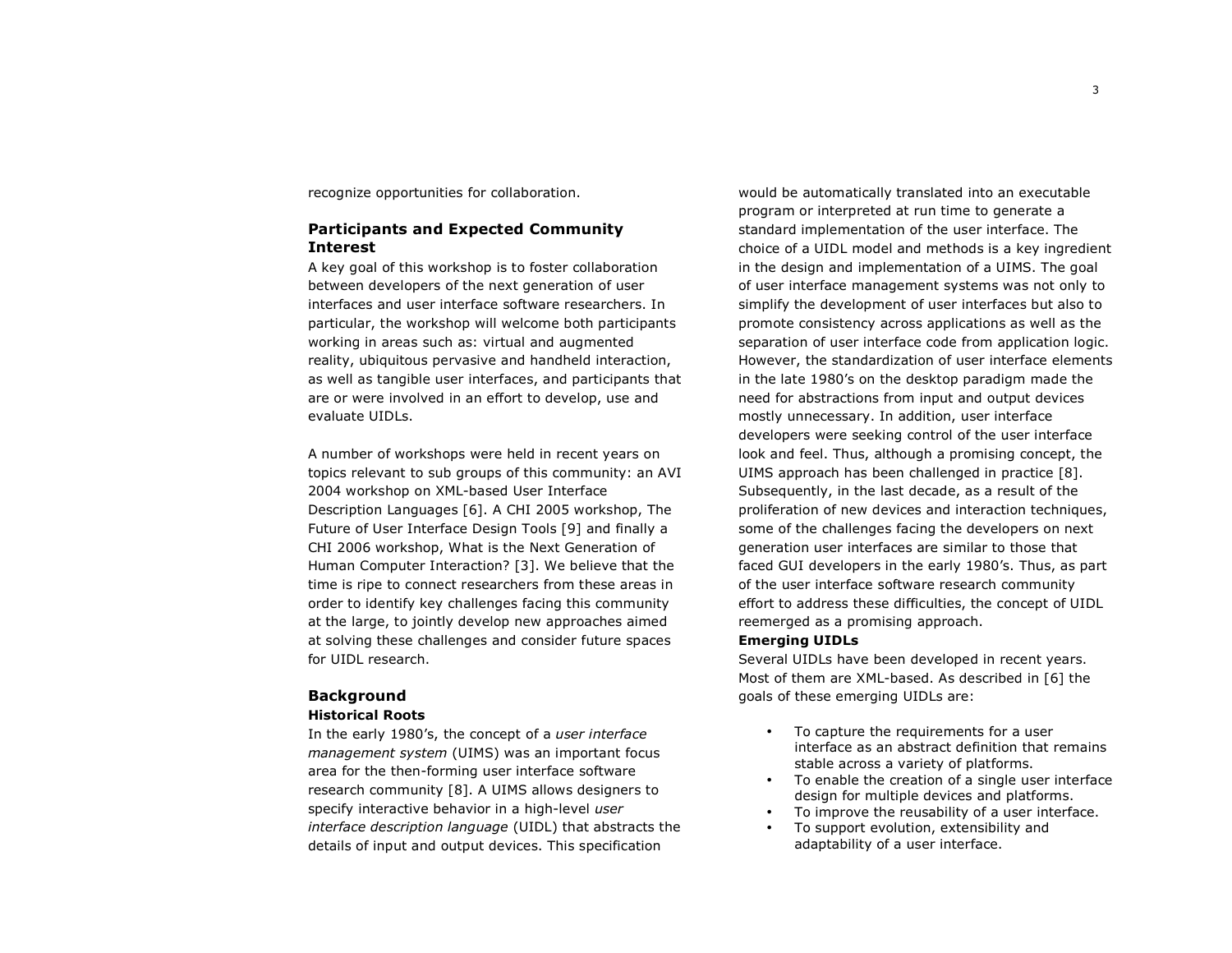recognize opportunities for collaboration.

## Participants and Expected Community Interest

A key goal of this workshop is to foster collaboration between developers of the next generation of user interfaces and user interface software researchers. In particular, the workshop will welcome both participants working in areas such as: virtual and augmented reality, ubiquitous pervasive and handheld interaction, as well as tangible user interfaces, and participants that are or were involved in an effort to develop, use and evaluate UIDLs.

A number of workshops were held in recent years on topics relevant to sub groups of this community: an AVI 2004 workshop on XML-based User Interface Description Languages [6]. A CHI 2005 workshop, The Future of User Interface Design Tools [9] and finally a CHI 2006 workshop, What is the Next Generation of Human Computer Interaction? [3]. We believe that the time is ripe to connect researchers from these areas in order to identify key challenges facing this community at the large, to jointly develop new approaches aimed at solving these challenges and consider future spaces for UIDL research.

## Background

### Historical Roots

In the early 1980's, the concept of a *user interface management system* (UIMS) was an important focus area for the then-forming user interface software research community [8]. A UIMS allows designers to specify interactive behavior in a high-level *user interface description language* (UIDL) that abstracts the details of input and output devices. This specification would be automatically translated into an executable program or interpreted at run time to generate a standard implementation of the user interface. The choice of a UIDL model and methods is a key ingredient in the design and implementation of a UIMS. The goal of user interface management systems was not only to simplify the development of user interfaces but also to promote consistency across applications as well as the separation of user interface code from application logic. However, the standardization of user interface elements in the late 1980's on the desktop paradigm made the need for abstractions from input and output devices mostly unnecessary. In addition, user interface developers were seeking control of the user interface look and feel. Thus, although a promising concept, the UIMS approach has been challenged in practice [8]. Subsequently, in the last decade, as a result of the proliferation of new devices and interaction techniques, some of the challenges facing the developers on next generation user interfaces are similar to those that faced GUI developers in the early 1980's. Thus, as part of the user interface software research community effort to address these difficulties, the concept of UIDL reemerged as a promising approach.

### Emerging UIDLs

Several UIDLs have been developed in recent years. Most of them are XML-based. As described in [6] the goals of these emerging UIDLs are:

- To capture the requirements for a user interface as an abstract definition that remains stable across a variety of platforms.
- To enable the creation of a single user interface design for multiple devices and platforms.
- To improve the reusability of a user interface.
- To support evolution, extensibility and adaptability of a user interface.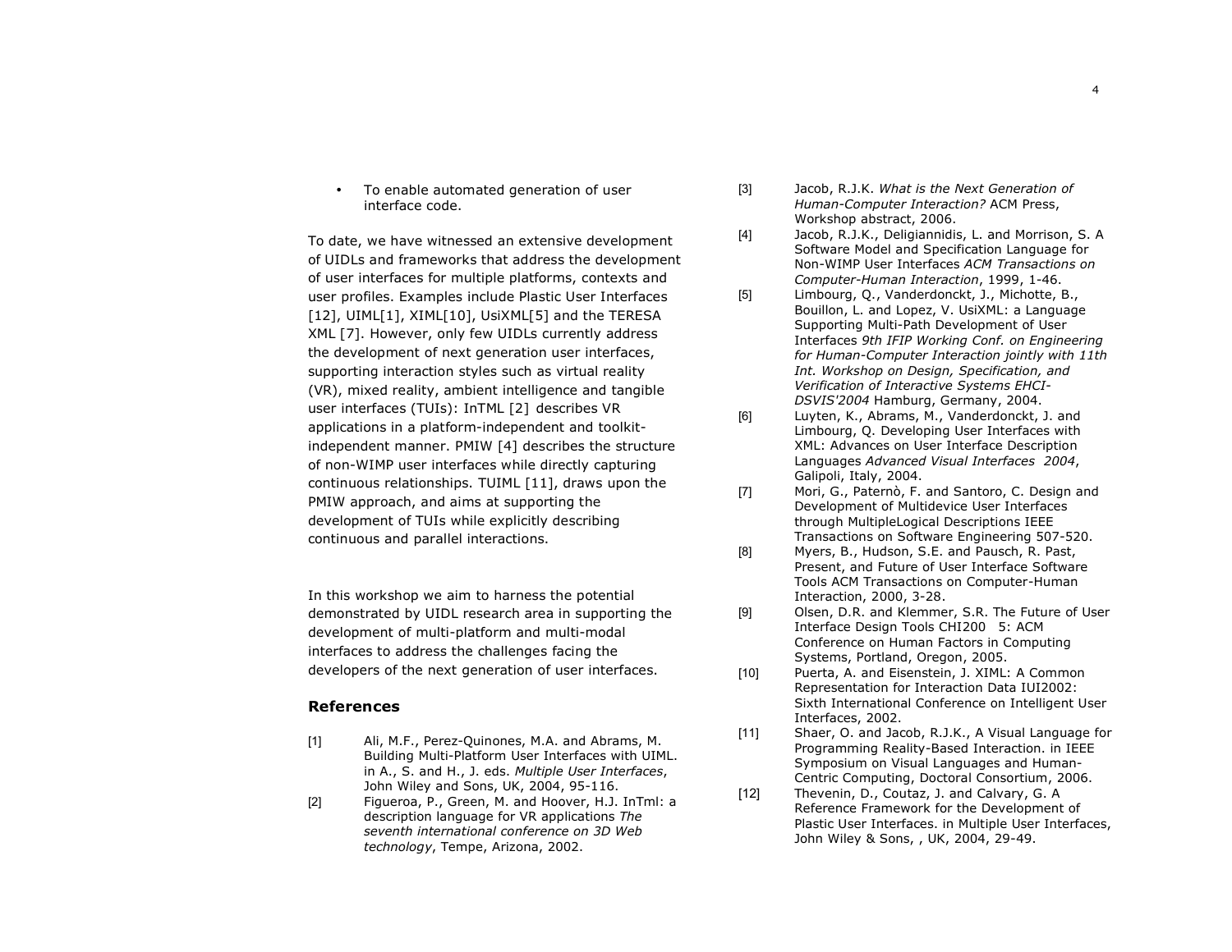- To enable automated generation of user interface code.

To date, we have witnessed an extensive development of UIDLs and frameworks that address the development of user interfaces for multiple platforms, contexts and user profiles. Examples include Plastic User Interfaces [12], UIML[1], XIML[10], UsiXML[5] and the TERESA XML [7]. However, only few UIDLs currently address the development of next generation user interfaces, supporting interaction styles such as virtual reality (VR), mixed reality, ambient intelligence and tangible user interfaces (TUIs): InTML [2] describes VR applications in a platform-independent and toolkit-independent manner. PMIW [4] describes the structure of non-WIMP user interfaces while directly capturing continuous relationships. TUIML [11], draws upon the PMIW approach, and aims at supporting the development of TUIs while explicitly describing continuous and parallel interactions.

In this workshop we aim to harness the potential demonstrated by UIDL research area in supporting the development of multi-platform and multi-modal interfaces to address the challenges facing the developers of the next generation of user interfaces.

## References

[1] Ali, M.F., Perez-Quinones, M.A. and Abrams, M. Building Multi-Platform User Interfaces with UIML. in A., S. and H., J. eds. *Multiple User Interfaces*, John Wiley and Sons, UK, 2004, 95-116.

[2] Figueroa, P., Green, M. and Hoover, H.J. InTml: a description language for VR applications *The seventh international conference on 3D Web technology*, Tempe, Arizona, 2002.

[3] Jacob, R.J.K. *What is the Next Generation of Human-Computer Interaction?* ACM Press, Workshop abstract, 2006.

[4] Jacob, R.J.K., Deligiannidis, L. and Morrison, S. A Software Model and Specification Language for Non-WIMP User Interfaces *ACM Transactions on Computer-Human Interaction*, 1999, 1-46.

[5] Limbourg, Q., Vanderdonckt, J., Michotte, B., Bouillon, L. and Lopez, V. UsiXML: a Language Supporting Multi-Path Development of User Interfaces *9th IFIP Working Conf. on Engineering for Human-Computer Interaction jointly with 11th Int. Workshop on Design, Specification, and Verification of Interactive Systems EHCI-DSVIS'2004* Hamburg, Germany, 2004.

[6] Luyten, K., Abrams, M., Vanderdonckt, J. and Limbourg, Q. Developing User Interfaces with XML: Advances on User Interface Description Languages *Advanced Visual Interfaces 2004*, Galipoli, Italy, 2004.

[7] Mori, G., Paternò, F. and Santoro, C. Design and Development of Multidevice User Interfaces through MultipleLogical Descriptions IEEE Transactions on Software Engineering 507-520.

[8] Myers, B., Hudson, S.E. and Pausch, R. Past, Present, and Future of User Interface Software Tools ACM Transactions on Computer-Human Interaction, 2000, 3-28.

[9] Olsen, D.R. and Klemmer, S.R. The Future of User Interface Design Tools CHI200 5: ACM Conference on Human Factors in Computing Systems, Portland, Oregon, 2005.

[10] Puerta, A. and Eisenstein, J. XIML: A Common Representation for Interaction Data IUI2002: Sixth International Conference on Intelligent User Interfaces, 2002.

[11] Shaer, O. and Jacob, R.J.K., A Visual Language for Programming Reality-Based Interaction. in IEEE Symposium on Visual Languages and Human-Centric Computing, Doctoral Consortium, 2006.

[12] Thevenin, D., Coutaz, J. and Calvary, G. A Reference Framework for the Development of Plastic User Interfaces. in Multiple User Interfaces, John Wiley & Sons, , UK, 2004, 29-49.